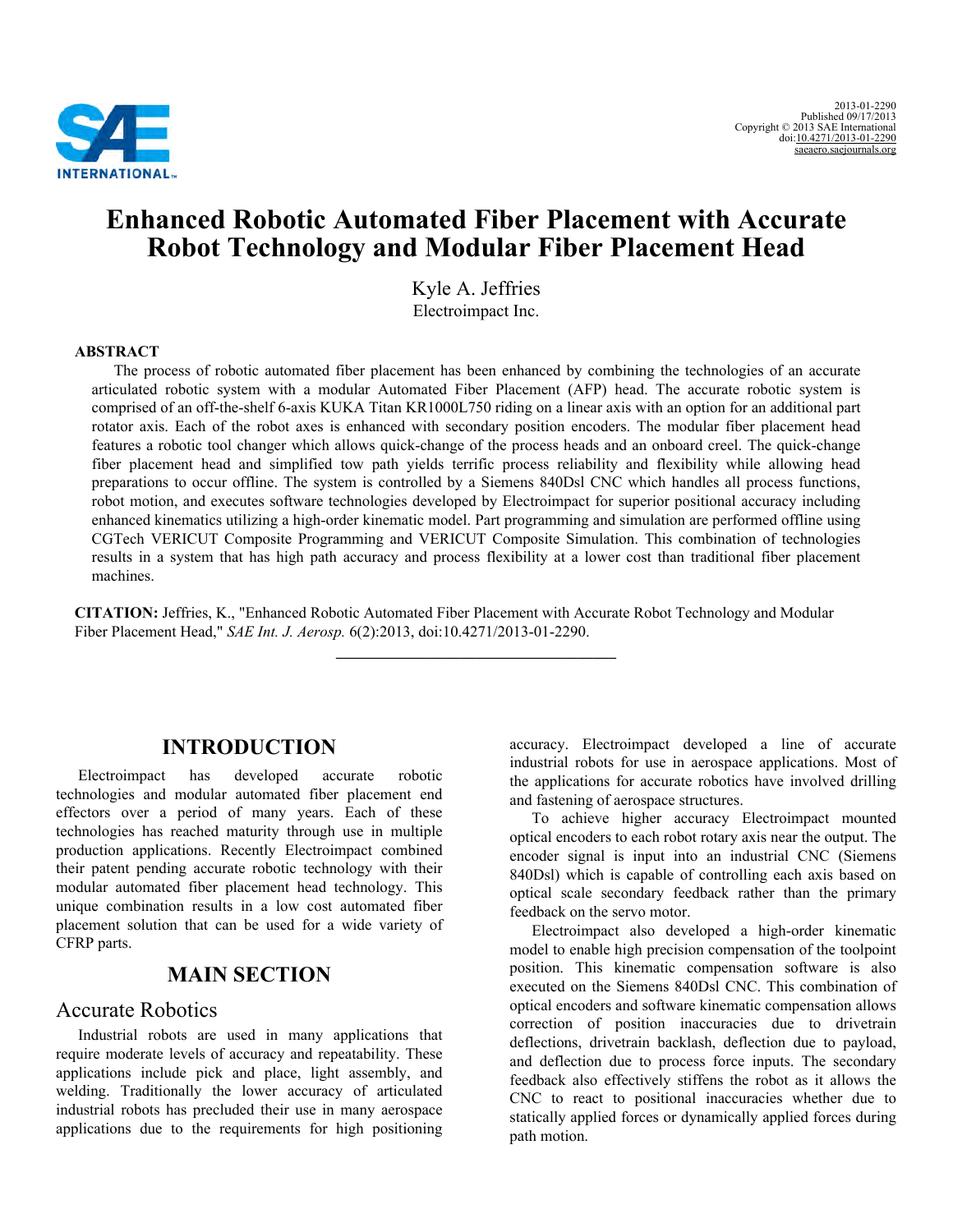2013-01-2290
Published 09/17/2013
Copyright © 2013 SAE International
doi:10.4271/2013-01-2290
saeaero.saejournals.org

# Enhanced Robotic Automated Fiber Placement with Accurate Robot Technology and Modular Fiber Placement Head

Kyle A. Jeffries
Electroimpact Inc.

**ABSTRACT**

The process of robotic automated fiber placement has been enhanced by combining the technologies of an accurate articulated robotic system with a modular Automated Fiber Placement (AFP) head. The accurate robotic system is comprised of an off-the-shelf 6-axis KUKA Titan KR1000L750 riding on a linear axis with an option for an additional part rotator axis. Each of the robot axes is enhanced with secondary position encoders. The modular fiber placement head features a robotic tool changer which allows quick-change of the process heads and an onboard creel. The quick-change fiber placement head and simplified tow path yields terrific process reliability and flexibility while allowing head preparations to occur offline. The system is controlled by a Siemens 840Dsl CNC which handles all process functions, robot motion, and executes software technologies developed by Electroimpact for superior positional accuracy including enhanced kinematics utilizing a high-order kinematic model. Part programming and simulation are performed offline using CGTech VERICUT Composite Programming and VERICUT Composite Simulation. This combination of technologies results in a system that has high path accuracy and process flexibility at a lower cost than traditional fiber placement machines.

**CITATION:** Jeffries, K., "Enhanced Robotic Automated Fiber Placement with Accurate Robot Technology and Modular Fiber Placement Head," *SAE Int. J. Aerosp.* 6(2):2013, doi:10.4271/2013-01-2290.

## INTRODUCTION

Electroimpact has developed accurate robotic technologies and modular automated fiber placement end effectors over a period of many years. Each of these technologies has reached maturity through use in multiple production applications. Recently Electroimpact combined their patent pending accurate robotic technology with their modular automated fiber placement head technology. This unique combination results in a low cost automated fiber placement solution that can be used for a wide variety of CFRP parts.

## MAIN SECTION

### Accurate Robotics

Industrial robots are used in many applications that require moderate levels of accuracy and repeatability. These applications include pick and place, light assembly, and welding. Traditionally the lower accuracy of articulated industrial robots has precluded their use in many aerospace applications due to the requirements for high positioning accuracy. Electroimpact developed a line of accurate industrial robots for use in aerospace applications. Most of the applications for accurate robotics have involved drilling and fastening of aerospace structures.

To achieve higher accuracy Electroimpact mounted optical encoders to each robot rotary axis near the output. The encoder signal is input into an industrial CNC (Siemens 840Dsl) which is capable of controlling each axis based on optical scale secondary feedback rather than the primary feedback on the servo motor.

Electroimpact also developed a high-order kinematic model to enable high precision compensation of the toolpoint position. This kinematic compensation software is also executed on the Siemens 840Dsl CNC. This combination of optical encoders and software kinematic compensation allows correction of position inaccuracies due to drivetrain deflections, drivetrain backlash, deflection due to payload, and deflection due to process force inputs. The secondary feedback also effectively stiffens the robot as it allows the CNC to react to positional inaccuracies whether due to statically applied forces or dynamically applied forces during path motion.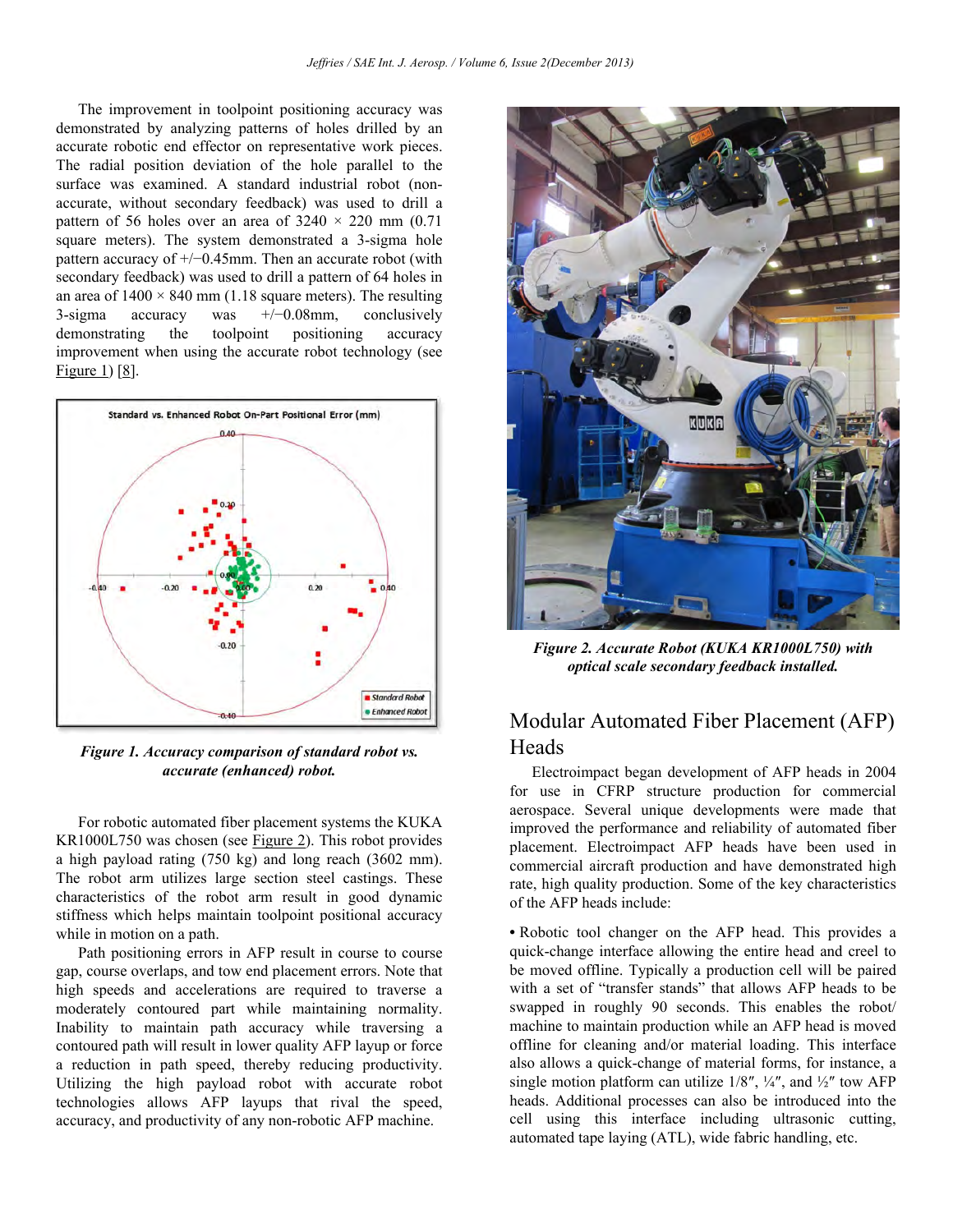The improvement in toolpoint positioning accuracy was demonstrated by analyzing patterns of holes drilled by an accurate robotic end effector on representative work pieces. The radial position deviation of the hole parallel to the surface was examined. A standard industrial robot (non-accurate, without secondary feedback) was used to drill a pattern of 56 holes over an area of 3240 × 220 mm (0.71 square meters). The system demonstrated a 3-sigma hole pattern accuracy of +/−0.45mm. Then an accurate robot (with secondary feedback) was used to drill a pattern of 64 holes in an area of 1400 × 840 mm (1.18 square meters). The resulting 3-sigma accuracy was +/−0.08mm, conclusively demonstrating the toolpoint positioning accuracy improvement when using the accurate robot technology (see Figure 1) [8].

*Figure 1. Accuracy comparison of standard robot vs. accurate (enhanced) robot.*

For robotic automated fiber placement systems the KUKA KR1000L750 was chosen (see Figure 2). This robot provides a high payload rating (750 kg) and long reach (3602 mm). The robot arm utilizes large section steel castings. These characteristics of the robot arm result in good dynamic stiffness which helps maintain toolpoint positional accuracy while in motion on a path.

Path positioning errors in AFP result in course to course gap, course overlaps, and tow end placement errors. Note that high speeds and accelerations are required to traverse a moderately contoured part while maintaining normality. Inability to maintain path accuracy while traversing a contoured path will result in lower quality AFP layup or force a reduction in path speed, thereby reducing productivity. Utilizing the high payload robot with accurate robot technologies allows AFP layups that rival the speed, accuracy, and productivity of any non-robotic AFP machine.

*Figure 2. Accurate Robot (KUKA KR1000L750) with optical scale secondary feedback installed.*

## Modular Automated Fiber Placement (AFP) Heads

Electroimpact began development of AFP heads in 2004 for use in CFRP structure production for commercial aerospace. Several unique developments were made that improved the performance and reliability of automated fiber placement. Electroimpact AFP heads have been used in commercial aircraft production and have demonstrated high rate, high quality production. Some of the key characteristics of the AFP heads include:

- Robotic tool changer on the AFP head. This provides a quick-change interface allowing the entire head and creel to be moved offline. Typically a production cell will be paired with a set of "transfer stands" that allows AFP heads to be swapped in roughly 90 seconds. This enables the robot/machine to maintain production while an AFP head is moved offline for cleaning and/or material loading. This interface also allows a quick-change of material forms, for instance, a single motion platform can utilize 1/8″, ¼″, and ½″ tow AFP heads. Additional processes can also be introduced into the cell using this interface including ultrasonic cutting, automated tape laying (ATL), wide fabric handling, etc.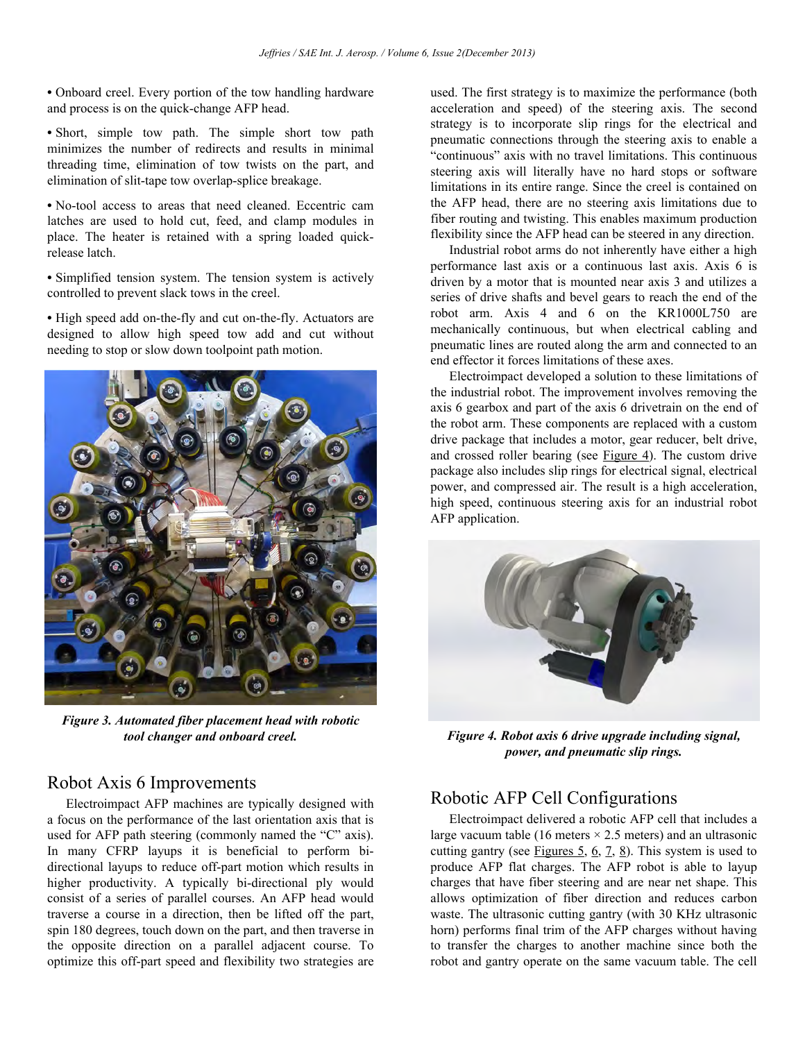• Onboard creel. Every portion of the tow handling hardware and process is on the quick-change AFP head.

• Short, simple tow path. The simple short tow path minimizes the number of redirects and results in minimal threading time, elimination of tow twists on the part, and elimination of slit-tape tow overlap-splice breakage.

• No-tool access to areas that need cleaned. Eccentric cam latches are used to hold cut, feed, and clamp modules in place. The heater is retained with a spring loaded quick-release latch.

• Simplified tension system. The tension system is actively controlled to prevent slack tows in the creel.

• High speed add on-the-fly and cut on-the-fly. Actuators are designed to allow high speed tow add and cut without needing to stop or slow down toolpoint path motion.

*Figure 3. Automated fiber placement head with robotic tool changer and onboard creel.*

## Robot Axis 6 Improvements

Electroimpact AFP machines are typically designed with a focus on the performance of the last orientation axis that is used for AFP path steering (commonly named the “C” axis). In many CFRP layups it is beneficial to perform bi-directional layups to reduce off-part motion which results in higher productivity. A typically bi-directional ply would consist of a series of parallel courses. An AFP head would traverse a course in a direction, then be lifted off the part, spin 180 degrees, touch down on the part, and then traverse in the opposite direction on a parallel adjacent course. To optimize this off-part speed and flexibility two strategies are used. The first strategy is to maximize the performance (both acceleration and speed) of the steering axis. The second strategy is to incorporate slip rings for the electrical and pneumatic connections through the steering axis to enable a “continuous” axis with no travel limitations. This continuous steering axis will literally have no hard stops or software limitations in its entire range. Since the creel is contained on the AFP head, there are no steering axis limitations due to fiber routing and twisting. This enables maximum production flexibility since the AFP head can be steered in any direction.

Industrial robot arms do not inherently have either a high performance last axis or a continuous last axis. Axis 6 is driven by a motor that is mounted near axis 3 and utilizes a series of drive shafts and bevel gears to reach the end of the robot arm. Axis 4 and 6 on the KR1000L750 are mechanically continuous, but when electrical cabling and pneumatic lines are routed along the arm and connected to an end effector it forces limitations of these axes.

Electroimpact developed a solution to these limitations of the industrial robot. The improvement involves removing the axis 6 gearbox and part of the axis 6 drivetrain on the end of the robot arm. These components are replaced with a custom drive package that includes a motor, gear reducer, belt drive, and crossed roller bearing (see Figure 4). The custom drive package also includes slip rings for electrical signal, electrical power, and compressed air. The result is a high acceleration, high speed, continuous steering axis for an industrial robot AFP application.

*Figure 4. Robot axis 6 drive upgrade including signal, power, and pneumatic slip rings.*

## Robotic AFP Cell Configurations

Electroimpact delivered a robotic AFP cell that includes a large vacuum table (16 meters × 2.5 meters) and an ultrasonic cutting gantry (see Figures 5, 6, 7, 8). This system is used to produce AFP flat charges. The AFP robot is able to layup charges that have fiber steering and are near net shape. This allows optimization of fiber direction and reduces carbon waste. The ultrasonic cutting gantry (with 30 KHz ultrasonic horn) performs final trim of the AFP charges without having to transfer the charges to another machine since both the robot and gantry operate on the same vacuum table. The cell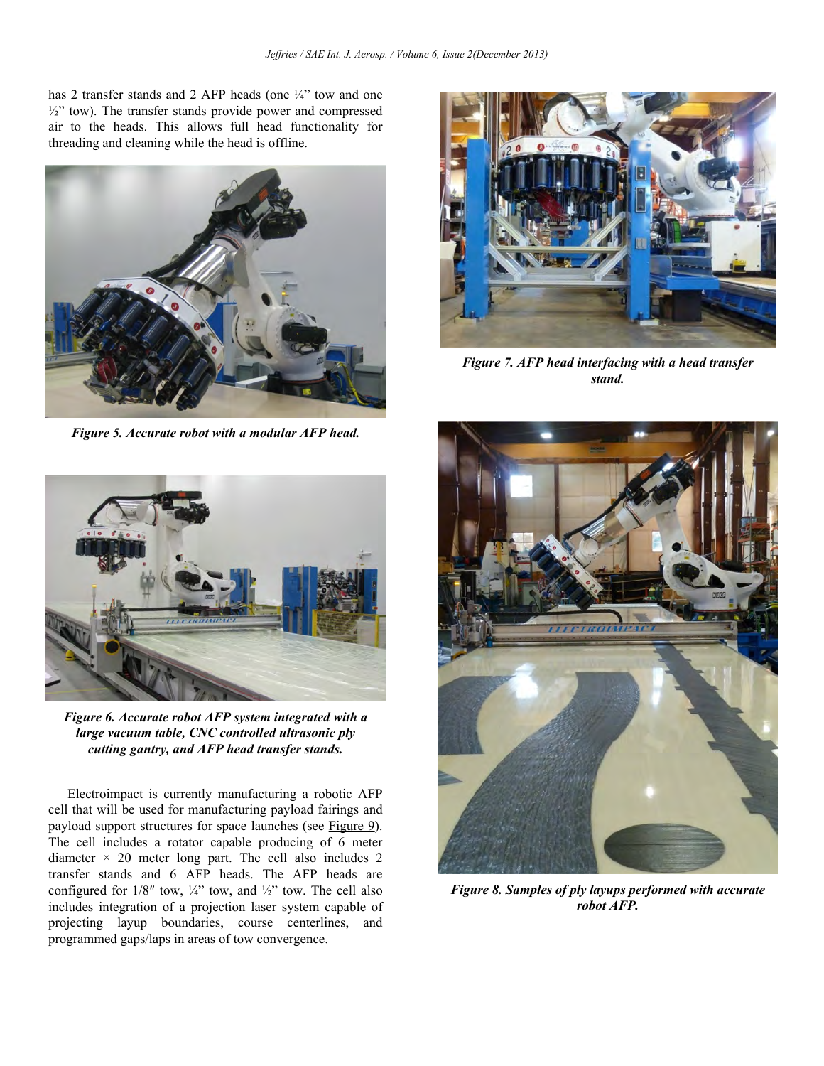has 2 transfer stands and 2 AFP heads (one ¼" tow and one ½" tow). The transfer stands provide power and compressed air to the heads. This allows full head functionality for threading and cleaning while the head is offline.

*Figure 5. Accurate robot with a modular AFP head.*

*Figure 6. Accurate robot AFP system integrated with a large vacuum table, CNC controlled ultrasonic ply cutting gantry, and AFP head transfer stands.*

Electroimpact is currently manufacturing a robotic AFP cell that will be used for manufacturing payload fairings and payload support structures for space launches (see Figure 9). The cell includes a rotator capable producing of 6 meter diameter × 20 meter long part. The cell also includes 2 transfer stands and 6 AFP heads. The AFP heads are configured for 1/8″ tow, ¼" tow, and ½" tow. The cell also includes integration of a projection laser system capable of projecting layup boundaries, course centerlines, and programmed gaps/laps in areas of tow convergence.

*Figure 7. AFP head interfacing with a head transfer stand.*

*Figure 8. Samples of ply layups performed with accurate robot AFP.*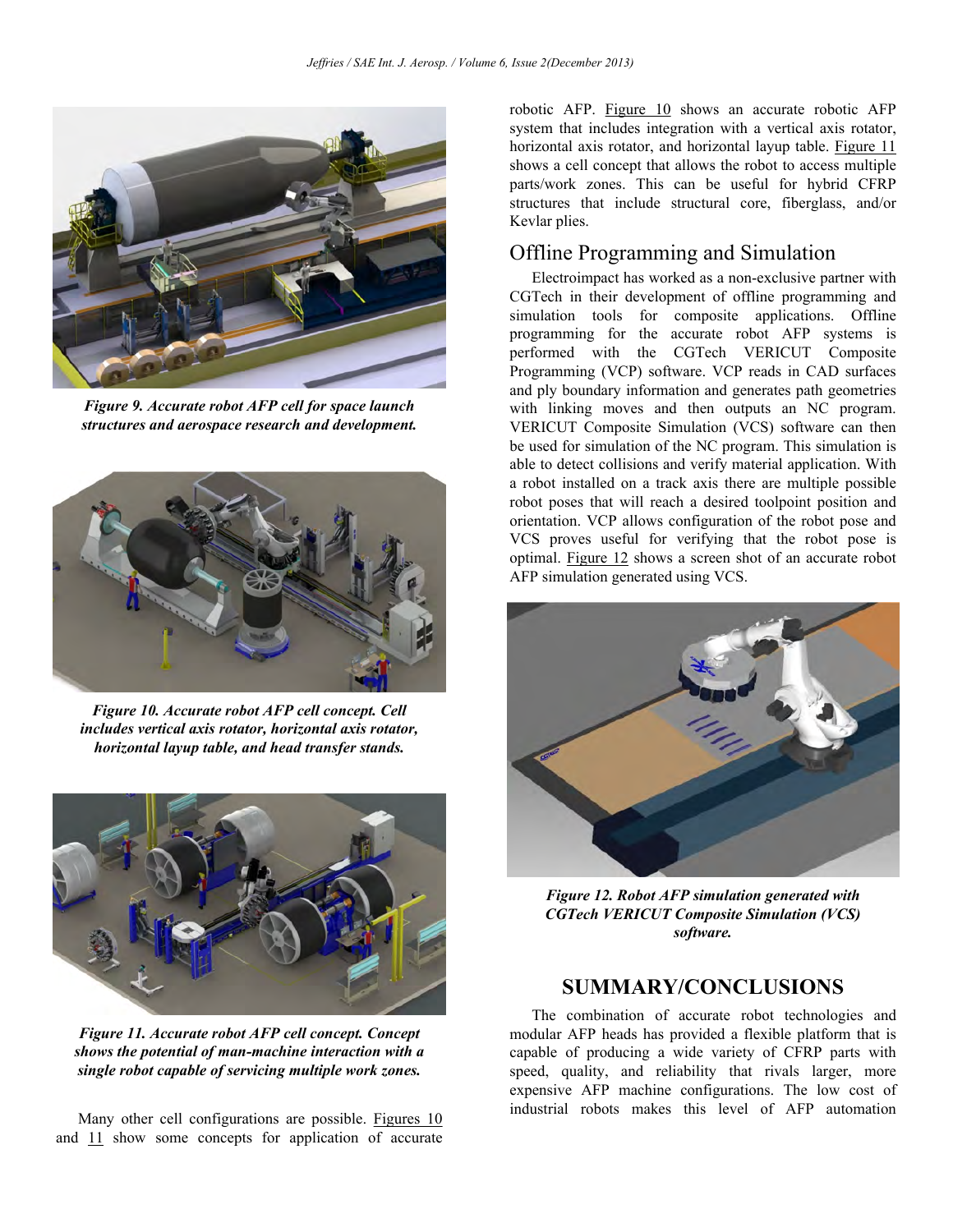*Figure 9. Accurate robot AFP cell for space launch structures and aerospace research and development.*

*Figure 10. Accurate robot AFP cell concept. Cell includes vertical axis rotator, horizontal axis rotator, horizontal layup table, and head transfer stands.*

*Figure 11. Accurate robot AFP cell concept. Concept shows the potential of man-machine interaction with a single robot capable of servicing multiple work zones.*

Many other cell configurations are possible. Figures 10 and 11 show some concepts for application of accurate robotic AFP. Figure 10 shows an accurate robotic AFP system that includes integration with a vertical axis rotator, horizontal axis rotator, and horizontal layup table. Figure 11 shows a cell concept that allows the robot to access multiple parts/work zones. This can be useful for hybrid CFRP structures that include structural core, fiberglass, and/or Kevlar plies.

## Offline Programming and Simulation

Electroimpact has worked as a non-exclusive partner with CGTech in their development of offline programming and simulation tools for composite applications. Offline programming for the accurate robot AFP systems is performed with the CGTech VERICUT Composite Programming (VCP) software. VCP reads in CAD surfaces and ply boundary information and generates path geometries with linking moves and then outputs an NC program. VERICUT Composite Simulation (VCS) software can then be used for simulation of the NC program. This simulation is able to detect collisions and verify material application. With a robot installed on a track axis there are multiple possible robot poses that will reach a desired toolpoint position and orientation. VCP allows configuration of the robot pose and VCS proves useful for verifying that the robot pose is optimal. Figure 12 shows a screen shot of an accurate robot AFP simulation generated using VCS.

*Figure 12. Robot AFP simulation generated with CGTech VERICUT Composite Simulation (VCS) software.*

## SUMMARY/CONCLUSIONS

The combination of accurate robot technologies and modular AFP heads has provided a flexible platform that is capable of producing a wide variety of CFRP parts with speed, quality, and reliability that rivals larger, more expensive AFP machine configurations. The low cost of industrial robots makes this level of AFP automation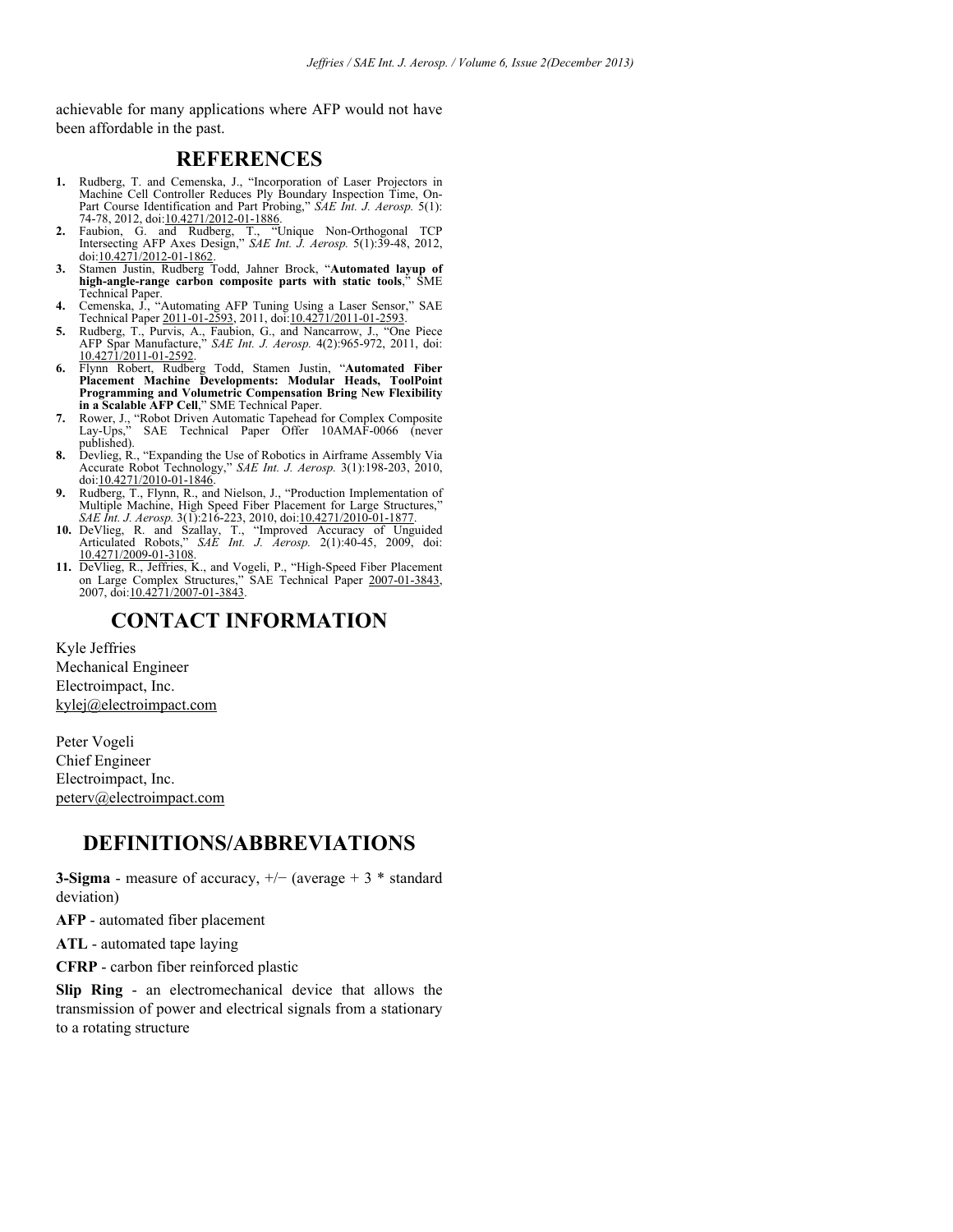achievable for many applications where AFP would not have been affordable in the past.

## REFERENCES

1. Rudberg, T. and Cemenska, J., "Incorporation of Laser Projectors in Machine Cell Controller Reduces Ply Boundary Inspection Time, On-Part Course Identification and Part Probing," *SAE Int. J. Aerosp.* 5(1): 74-78, 2012, doi:10.4271/2012-01-1886.
2. Faubion, G. and Rudberg, T., "Unique Non-Orthogonal TCP Intersecting AFP Axes Design," *SAE Int. J. Aerosp.* 5(1):39-48, 2012, doi:10.4271/2012-01-1862.
3. Stamen Justin, Rudberg Todd, Jahner Brock, "**Automated layup of high-angle-range carbon composite parts with static tools**," SME Technical Paper.
4. Cemenska, J., "Automating AFP Tuning Using a Laser Sensor," SAE Technical Paper 2011-01-2593, 2011, doi:10.4271/2011-01-2593.
5. Rudberg, T., Purvis, A., Faubion, G., and Nancarrow, J., "One Piece AFP Spar Manufacture," *SAE Int. J. Aerosp.* 4(2):965-972, 2011, doi: 10.4271/2011-01-2592.
6. Flynn Robert, Rudberg Todd, Stamen Justin, "**Automated Fiber Placement Machine Developments: Modular Heads, ToolPoint Programming and Volumetric Compensation Bring New Flexibility in a Scalable AFP Cell**," SME Technical Paper.
7. Rower, J., "Robot Driven Automatic Tapehead for Complex Composite Lay-Ups," SAE Technical Paper Offer 10AMAF-0066 (never published).
8. Devlieg, R., "Expanding the Use of Robotics in Airframe Assembly Via Accurate Robot Technology," *SAE Int. J. Aerosp.* 3(1):198-203, 2010, doi:10.4271/2010-01-1846.
9. Rudberg, T., Flynn, R., and Nielson, J., "Production Implementation of Multiple Machine, High Speed Fiber Placement for Large Structures," *SAE Int. J. Aerosp.* 3(1):216-223, 2010, doi:10.4271/2010-01-1877.
10. DeVlieg, R. and Szallay, T., "Improved Accuracy of Unguided Articulated Robots," *SAE Int. J. Aerosp.* 2(1):40-45, 2009, doi: 10.4271/2009-01-3108.
11. DeVlieg, R., Jeffries, K., and Vogeli, P., "High-Speed Fiber Placement on Large Complex Structures," SAE Technical Paper 2007-01-3843, 2007, doi:10.4271/2007-01-3843.

## CONTACT INFORMATION

Kyle Jeffries
Mechanical Engineer
Electroimpact, Inc.
kylej@electroimpact.com

Peter Vogeli
Chief Engineer
Electroimpact, Inc.
peterv@electroimpact.com

## DEFINITIONS/ABBREVIATIONS

**3-Sigma** - measure of accuracy, +/− (average + 3 * standard deviation)

**AFP** - automated fiber placement

**ATL** - automated tape laying

**CFRP** - carbon fiber reinforced plastic

**Slip Ring** - an electromechanical device that allows the transmission of power and electrical signals from a stationary to a rotating structure